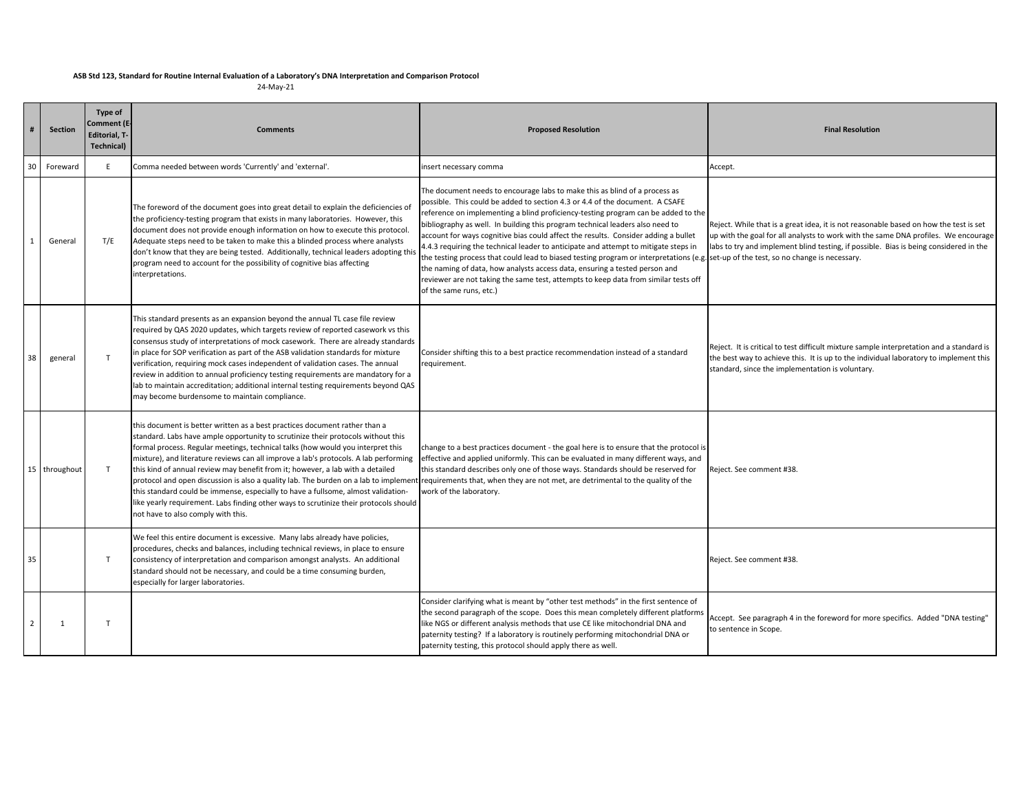**ASB Std 123, Standard for Routine Internal Evaluation of a Laboratory's DNA Interpretation and Comparison Protocol**

24-May-21

| # | Section | Type of Comment (E-Editorial, T-Technical) | Comments | Proposed Resolution | Final Resolution |
|---|---|---|---|---|---|
| 30 | Foreward | E | Comma needed between words 'Currently' and 'external'. | insert necessary comma | Accept. |
| 1 | General | T/E | The foreword of the document goes into great detail to explain the deficiencies of the proficiency-testing program that exists in many laboratories. However, this document does not provide enough information on how to execute this protocol. Adequate steps need to be taken to make this a blinded process where analysts don't know that they are being tested. Additionally, technical leaders adopting this program need to account for the possibility of cognitive bias affecting interpretations. | The document needs to encourage labs to make this as blind of a process as possible. This could be added to section 4.3 or 4.4 of the document. A CSAFE reference on implementing a blind proficiency-testing program can be added to the bibliography as well. In building this program technical leaders also need to account for ways cognitive bias could affect the results. Consider adding a bullet 4.4.3 requiring the technical leader to anticipate and attempt to mitigate steps in the testing process that could lead to biased testing program or interpretations (e.g. the naming of data, how analysts access data, ensuring a tested person and reviewer are not taking the same test, attempts to keep data from similar tests off of the same runs, etc.) | Reject. While that is a great idea, it is not reasonable based on how the test is set up with the goal for all analysts to work with the same DNA profiles. We encourage labs to try and implement blind testing, if possible. Bias is being considered in the set-up of the test, so no change is necessary. |
| 38 | general | T | This standard presents as an expansion beyond the annual TL case file review required by QAS 2020 updates, which targets review of reported casework vs this consensus study of interpretations of mock casework. There are already standards in place for SOP verification as part of the ASB validation standards for mixture verification, requiring mock cases independent of validation cases. The annual review in addition to annual proficiency testing requirements are mandatory for a lab to maintain accreditation; additional internal testing requirements beyond QAS may become burdensome to maintain compliance. | Consider shifting this to a best practice recommendation instead of a standard requirement. | Reject. It is critical to test difficult mixture sample interpretation and a standard is the best way to achieve this. It is up to the individual laboratory to implement this standard, since the implementation is voluntary. |
| 15 | throughout | T | this document is better written as a best practices document rather than a standard. Labs have ample opportunity to scrutinize their protocols without this formal process. Regular meetings, technical talks (how would you interpret this mixture), and literature reviews can all improve a lab's protocols. A lab performing this kind of annual review may benefit from it; however, a lab with a detailed protocol and open discussion is also a quality lab. The burden on a lab to implement this standard could be immense, especially to have a fullsome, almost validation-like yearly requirement. Labs finding other ways to scrutinize their protocols should not have to also comply with this. | change to a best practices document - the goal here is to ensure that the protocol is effective and applied uniformly. This can be evaluated in many different ways, and this standard describes only one of those ways. Standards should be reserved for requirements that, when they are not met, are detrimental to the quality of the work of the laboratory. | Reject. See comment #38. |
| 35 | | T | We feel this entire document is excessive. Many labs already have policies, procedures, checks and balances, including technical reviews, in place to ensure consistency of interpretation and comparison amongst analysts. An additional standard should not be necessary, and could be a time consuming burden, especially for larger laboratories. | | Reject. See comment #38. |
| 2 | 1 | T | | Consider clarifying what is meant by "other test methods" in the first sentence of the second paragraph of the scope. Does this mean completely different platforms like NGS or different analysis methods that use CE like mitochondrial DNA and paternity testing? If a laboratory is routinely performing mitochondrial DNA or paternity testing, this protocol should apply there as well. | Accept. See paragraph 4 in the foreword for more specifics. Added "DNA testing" to sentence in Scope. |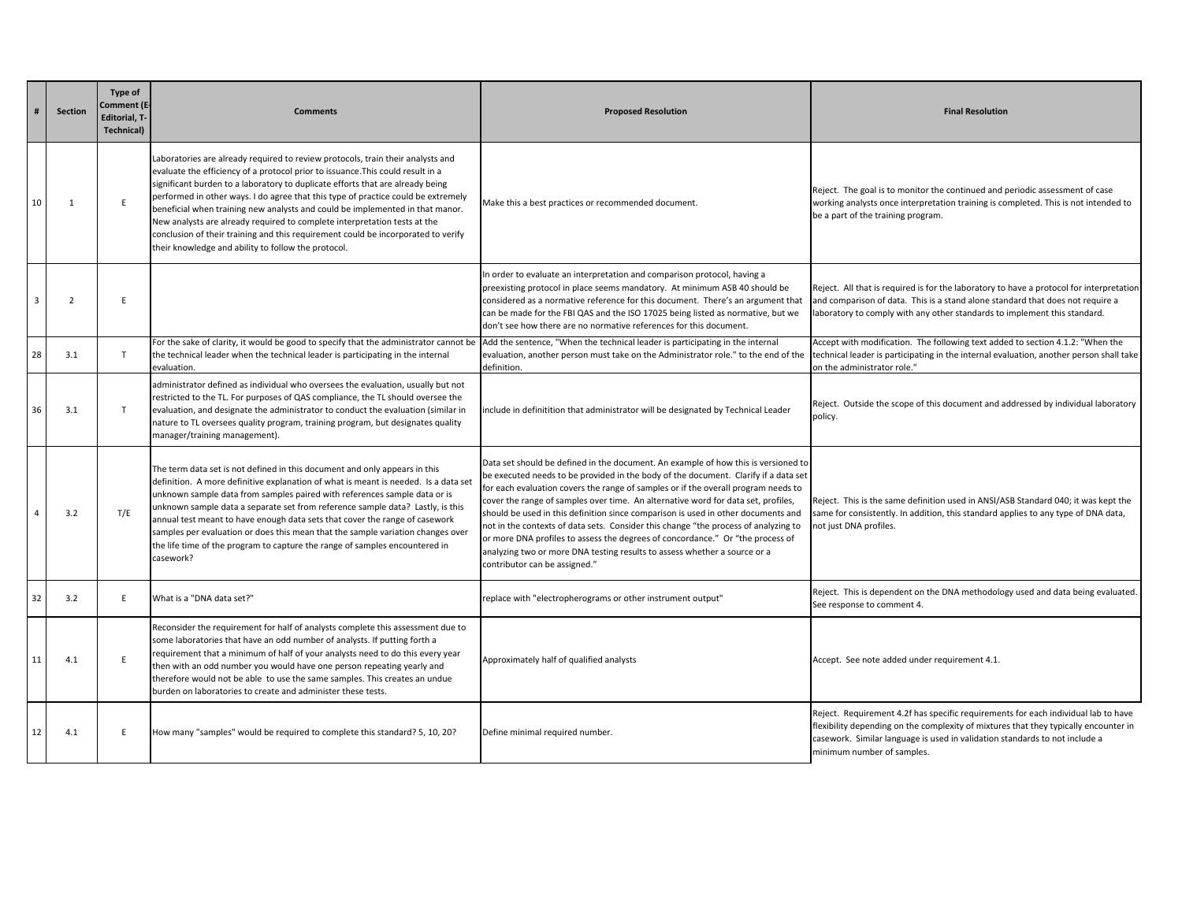| # | Section | Type of Comment (E-Editorial, T-Technical) | Comments | Proposed Resolution | Final Resolution |
|---|---|---|---|---|---|
| 10 | 1 | E | Laboratories are already required to review protocols, train their analysts and evaluate the efficiency of a protocol prior to issuance.This could result in a significant burden to a laboratory to duplicate efforts that are already being performed in other ways. I do agree that this type of practice could be extremely beneficial when training new analysts and could be implemented in that manor. New analysts are already required to complete interpretation tests at the conclusion of their training and this requirement could be incorporated to verify their knowledge and ability to follow the protocol. | Make this a best practices or recommended document. | Reject. The goal is to monitor the continued and periodic assessment of case working analysts once interpretation training is completed. This is not intended to be a part of the training program. |
| 3 | 2 | E | | In order to evaluate an interpretation and comparison protocol, having a preexisting protocol in place seems mandatory. At minimum ASB 40 should be considered as a normative reference for this document. There's an argument that can be made for the FBI QAS and the ISO 17025 being listed as normative, but we don't see how there are no normative references for this document. | Reject. All that is required is for the laboratory to have a protocol for interpretation and comparison of data. This is a stand alone standard that does not require a laboratory to comply with any other standards to implement this standard. |
| 28 | 3.1 | T | For the sake of clarity, it would be good to specify that the administrator cannot be the technical leader when the technical leader is participating in the internal evaluation. | Add the sentence, "When the technical leader is participating in the internal evaluation, another person must take on the Administrator role." to the end of the definition. | Accept with modification. The following text added to section 4.1.2: "When the technical leader is participating in the internal evaluation, another person shall take on the administrator role." |
| 36 | 3.1 | T | administrator defined as individual who oversees the evaluation, usually but not restricted to the TL. For purposes of QAS compliance, the TL should oversee the evaluation, and designate the administrator to conduct the evaluation (similar in nature to TL oversees quality program, training program, but designates quality manager/training management). | include in definitition that administrator will be designated by Technical Leader | Reject. Outside the scope of this document and addressed by individual laboratory policy. |
| 4 | 3.2 | T/E | The term data set is not defined in this document and only appears in this definition. A more definitive explanation of what is meant is needed. Is a data set unknown sample data from samples paired with references sample data or is unknown sample data a separate set from reference sample data? Lastly, is this annual test meant to have enough data sets that cover the range of casework samples per evaluation or does this mean that the sample variation changes over the life time of the program to capture the range of samples encountered in casework? | Data set should be defined in the document. An example of how this is versioned to be executed needs to be provided in the body of the document. Clarify if a data set for each evaluation covers the range of samples or if the overall program needs to cover the range of samples over time. An alternative word for data set, profiles, should be used in this definition since comparison is used in other documents and not in the contexts of data sets. Consider this change "the process of analyzing to or more DNA profiles to assess the degrees of concordance." Or "the process of analyzing two or more DNA testing results to assess whether a source or a contributor can be assigned." | Reject. This is the same definition used in ANSI/ASB Standard 040; it was kept the same for consistently. In addition, this standard applies to any type of DNA data, not just DNA profiles. |
| 32 | 3.2 | E | What is a "DNA data set?" | replace with "electropherograms or other instrument output" | Reject. This is dependent on the DNA methodology used and data being evaluated. See response to comment 4. |
| 11 | 4.1 | E | Reconsider the requirement for half of analysts complete this assessment due to some laboratories that have an odd number of analysts. If putting forth a requirement that a minimum of half of your analysts need to do this every year then with an odd number you would have one person repeating yearly and therefore would not be able to use the same samples. This creates an undue burden on laboratories to create and administer these tests. | Approximately half of qualified analysts | Accept. See note added under requirement 4.1. |
| 12 | 4.1 | E | How many "samples" would be required to complete this standard? 5, 10, 20? | Define minimal required number. | Reject. Requirement 4.2f has specific requirements for each individual lab to have flexibility depending on the complexity of mixtures that they typically encounter in casework. Similar language is used in validation standards to not include a minimum number of samples. |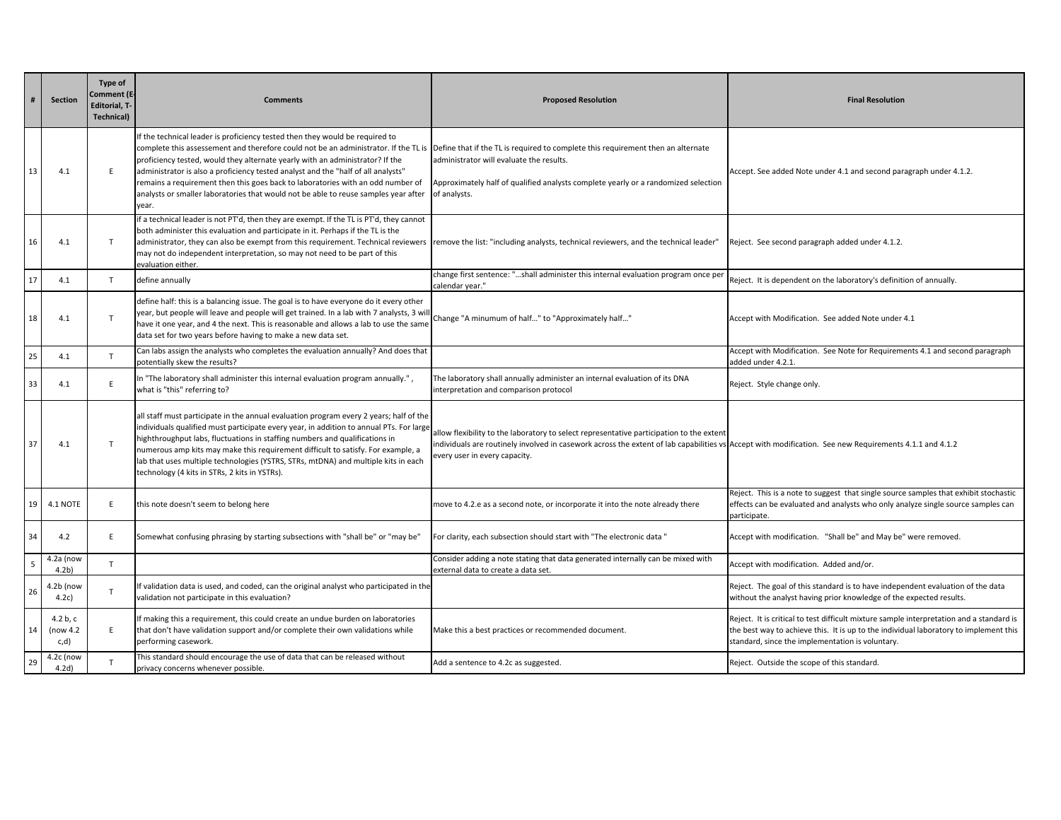| # | Section | Type of Comment (E-Editorial, T-Technical) | Comments | Proposed Resolution | Final Resolution |
|---|---|---|---|---|---|
| 13 | 4.1 | E | If the technical leader is proficiency tested then they would be required to complete this assessement and therefore could not be an administrator. If the TL is proficiency tested, would they alternate yearly with an administrator? If the administrator is also a proficiency tested analyst and the "half of all analysts" remains a requirement then this goes back to laboratories with an odd number of analysts or smaller laboratories that would not be able to reuse samples year after year. | Define that if the TL is required to complete this requirement then an alternate administrator will evaluate the results.<br><br>Approximately half of qualified analysts complete yearly or a randomized selection of analysts. | Accept. See added Note under 4.1 and second paragraph under 4.1.2. |
| 16 | 4.1 | T | if a technical leader is not PT'd, then they are exempt. If the TL is PT'd, they cannot both administer this evaluation and participate in it. Perhaps if the TL is the administrator, they can also be exempt from this requirement. Technical reviewers may not do independent interpretation, so may not need to be part of this evaluation either. | remove the list: "including analysts, technical reviewers, and the technical leader" | Reject. See second paragraph added under 4.1.2. |
| 17 | 4.1 | T | define annually | change first sentence: "...shall administer this internal evaluation program once per calendar year." | Reject. It is dependent on the laboratory's definition of annually. |
| 18 | 4.1 | T | define half: this is a balancing issue. The goal is to have everyone do it every other year, but people will leave and people will get trained. In a lab with 7 analysts, 3 will have it one year, and 4 the next. This is reasonable and allows a lab to use the same data set for two years before having to make a new data set. | Change "A minumum of half..." to "Approximately half..." | Accept with Modification. See added Note under 4.1 |
| 25 | 4.1 | T | Can labs assign the analysts who completes the evaluation annually? And does that potentially skew the results? | | Accept with Modification. See Note for Requirements 4.1 and second paragraph added under 4.2.1. |
| 33 | 4.1 | E | In "The laboratory shall administer this internal evaluation program annually." , what is "this" referring to? | The laboratory shall annually administer an internal evaluation of its DNA interpretation and comparison protocol | Reject. Style change only. |
| 37 | 4.1 | T | all staff must participate in the annual evaluation program every 2 years; half of the individuals qualified must participate every year, in addition to annual PTs. For large highthroughput labs, fluctuations in staffing numbers and qualifications in numerous amp kits may make this requirement difficult to satisfy. For example, a lab that uses multiple technologies (YSTRS, STRs, mtDNA) and multiple kits in each technology (4 kits in STRs, 2 kits in YSTRs). | allow flexibility to the laboratory to select representative participation to the extent individuals are routinely involved in casework across the extent of lab capabilities vs every user in every capacity. | Accept with modification. See new Requirements 4.1.1 and 4.1.2 |
| 19 | 4.1 NOTE | E | this note doesn't seem to belong here | move to 4.2.e as a second note, or incorporate it into the note already there | Reject. This is a note to suggest that single source samples that exhibit stochastic effects can be evaluated and analysts who only analyze single source samples can participate. |
| 34 | 4.2 | E | Somewhat confusing phrasing by starting subsections with "shall be" or "may be" | For clarity, each subsection should start with "The electronic data " | Accept with modification. "Shall be" and May be" were removed. |
| 5 | 4.2a (now 4.2b) | T | | Consider adding a note stating that data generated internally can be mixed with external data to create a data set. | Accept with modification. Added and/or. |
| 26 | 4.2b (now 4.2c) | T | If validation data is used, and coded, can the original analyst who participated in the validation not participate in this evaluation? | | Reject. The goal of this standard is to have independent evaluation of the data without the analyst having prior knowledge of the expected results. |
| 14 | 4.2 b, c (now 4.2 c,d) | E | If making this a requirement, this could create an undue burden on laboratories that don't have validation support and/or complete their own validations while performing casework. | Make this a best practices or recommended document. | Reject. It is critical to test difficult mixture sample interpretation and a standard is the best way to achieve this. It is up to the individual laboratory to implement this standard, since the implementation is voluntary. |
| 29 | 4.2c (now 4.2d) | T | This standard should encourage the use of data that can be released without privacy concerns whenever possible. | Add a sentence to 4.2c as suggested. | Reject. Outside the scope of this standard. |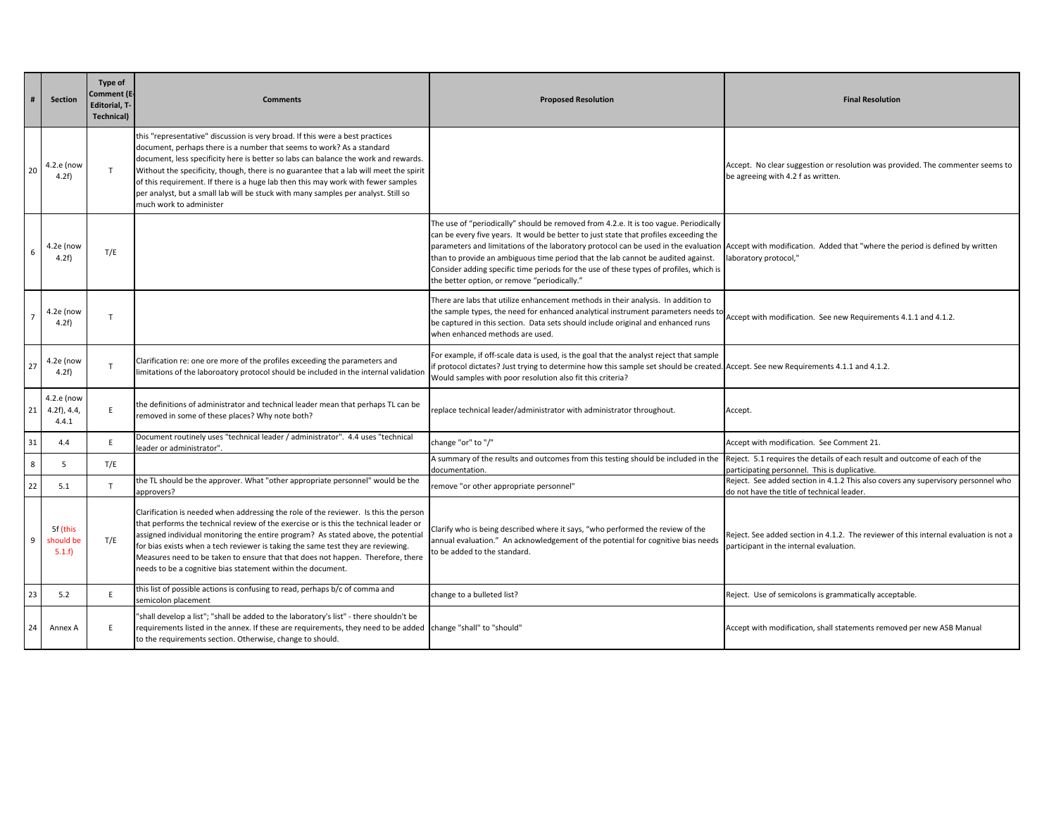| # | Section | Type of Comment (E-Editorial, T-Technical) | Comments | Proposed Resolution | Final Resolution |
|---|---|---|---|---|---|
| 20 | 4.2.e (now 4.2f) | T | this "representative" discussion is very broad. If this were a best practices document, perhaps there is a number that seems to work? As a standard document, less specificity here is better so labs can balance the work and rewards. Without the specificity, though, there is no guarantee that a lab will meet the spirit of this requirement. If there is a huge lab then this may work with fewer samples per analyst, but a small lab will be stuck with many samples per analyst. Still so much work to administer | | Accept. No clear suggestion or resolution was provided. The commenter seems to be agreeing with 4.2 f as written. |
| 6 | 4.2e (now 4.2f) | T/E | | The use of "periodically" should be removed from 4.2.e. It is too vague. Periodically can be every five years. It would be better to just state that profiles exceeding the parameters and limitations of the laboratory protocol can be used in the evaluation than to provide an ambiguous time period that the lab cannot be audited against. Consider adding specific time periods for the use of these types of profiles, which is the better option, or remove "periodically." | Accept with modification. Added that "where the period is defined by written laboratory protocol," |
| 7 | 4.2e (now 4.2f) | T | | There are labs that utilize enhancement methods in their analysis. In addition to the sample types, the need for enhanced analytical instrument parameters needs to be captured in this section. Data sets should include original and enhanced runs when enhanced methods are used. | Accept with modification. See new Requirements 4.1.1 and 4.1.2. |
| 27 | 4.2e (now 4.2f) | T | Clarification re: one ore more of the profiles exceeding the parameters and limitations of the laboroatory protocol should be included in the internal validation | For example, if off-scale data is used, is the goal that the analyst reject that sample if protocol dictates? Just trying to determine how this sample set should be created. Would samples with poor resolution also fit this criteria? | Accept. See new Requirements 4.1.1 and 4.1.2. |
| 21 | 4.2.e (now 4.2f), 4.4, 4.4.1 | E | the definitions of administrator and technical leader mean that perhaps TL can be removed in some of these places? Why note both? | replace technical leader/administrator with administrator throughout. | Accept. |
| 31 | 4.4 | E | Document routinely uses "technical leader / administrator". 4.4 uses "technical leader or administrator". | change "or" to "/" | Accept with modification. See Comment 21. |
| 8 | 5 | T/E | | A summary of the results and outcomes from this testing should be included in the documentation. | Reject. 5.1 requires the details of each result and outcome of each of the participating personnel. This is duplicative. |
| 22 | 5.1 | T | the TL should be the approver. What "other appropriate personnel" would be the approvers? | remove "or other appropriate personnel" | Reject. See added section in 4.1.2 This also covers any supervisory personnel who do not have the title of technical leader. |
| 9 | 5f (this should be 5.1.f) | T/E | Clarification is needed when addressing the role of the reviewer. Is this the person that performs the technical review of the exercise or is this the technical leader or assigned individual monitoring the entire program? As stated above, the potential for bias exists when a tech reviewer is taking the same test they are reviewing. Measures need to be taken to ensure that that does not happen. Therefore, there needs to be a cognitive bias statement within the document. | Clarify who is being described where it says, "who performed the review of the annual evaluation." An acknowledgement of the potential for cognitive bias needs to be added to the standard. | Reject. See added section in 4.1.2. The reviewer of this internal evaluation is not a participant in the internal evaluation. |
| 23 | 5.2 | E | this list of possible actions is confusing to read, perhaps b/c of comma and semicolon placement | change to a bulleted list? | Reject. Use of semicolons is grammatically acceptable. |
| 24 | Annex A | E | "shall develop a list"; "shall be added to the laboratory's list" - there shouldn't be requirements listed in the annex. If these are requirements, they need to be added to the requirements section. Otherwise, change to should. | change "shall" to "should" | Accept with modification, shall statements removed per new ASB Manual |